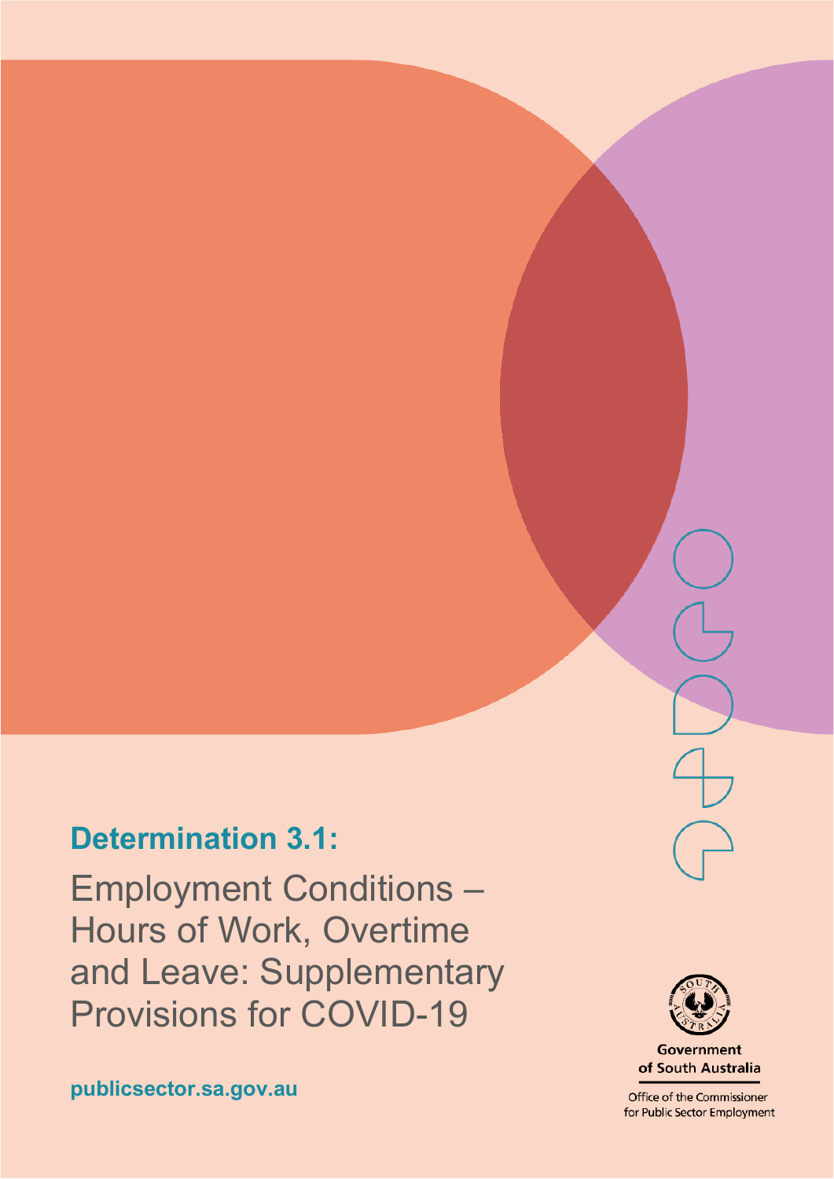# Determination 3.1:

## Employment Conditions – Hours of Work, Overtime and Leave: Supplementary Provisions for COVID-19

publicsector.sa.gov.au

Government of South Australia

Office of the Commissioner for Public Sector Employment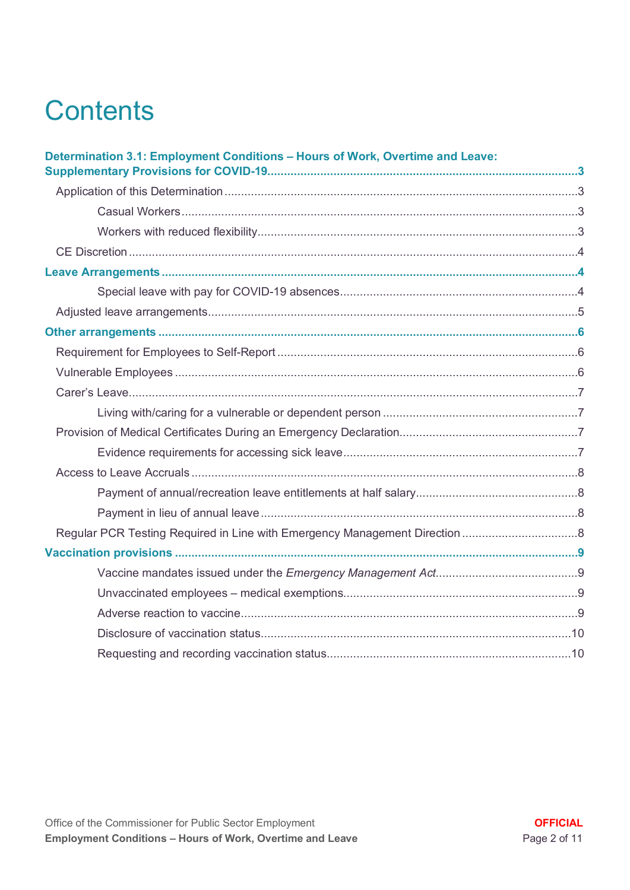# Contents

**Determination 3.1: Employment Conditions – Hours of Work, Overtime and Leave: Supplementary Provisions for COVID-19** ..... 3

- Application of this Determination ..... 3
  - Casual Workers ..... 3
  - Workers with reduced flexibility ..... 3
- CE Discretion ..... 4

**Leave Arrangements** ..... 4

- Special leave with pay for COVID-19 absences ..... 4
- Adjusted leave arrangements ..... 5

**Other arrangements** ..... 6

- Requirement for Employees to Self-Report ..... 6
- Vulnerable Employees ..... 6
- Carer's Leave ..... 7
  - Living with/caring for a vulnerable or dependent person ..... 7
- Provision of Medical Certificates During an Emergency Declaration ..... 7
  - Evidence requirements for accessing sick leave ..... 7
- Access to Leave Accruals ..... 8
  - Payment of annual/recreation leave entitlements at half salary ..... 8
  - Payment in lieu of annual leave ..... 8
- Regular PCR Testing Required in Line with Emergency Management Direction ..... 8

**Vaccination provisions** ..... 9

- Vaccine mandates issued under the *Emergency Management Act* ..... 9
- Unvaccinated employees – medical exemptions ..... 9
- Adverse reaction to vaccine ..... 9
- Disclosure of vaccination status ..... 10
- Requesting and recording vaccination status ..... 10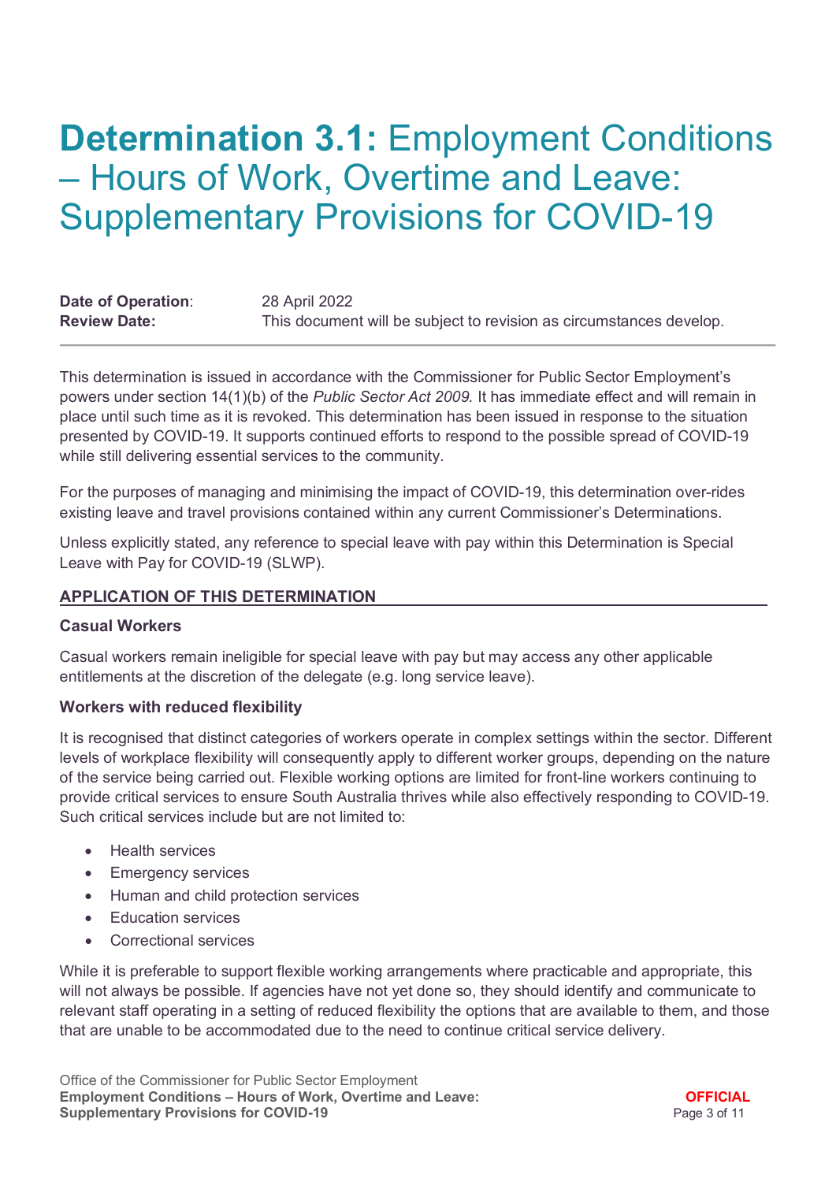# **Determination 3.1:** Employment Conditions – Hours of Work, Overtime and Leave: Supplementary Provisions for COVID-19

| | |
|---|---|
| **Date of Operation**: | 28 April 2022 |
| **Review Date:** | This document will be subject to revision as circumstances develop. |

This determination is issued in accordance with the Commissioner for Public Sector Employment's powers under section 14(1)(b) of the *Public Sector Act 2009.* It has immediate effect and will remain in place until such time as it is revoked. This determination has been issued in response to the situation presented by COVID-19. It supports continued efforts to respond to the possible spread of COVID-19 while still delivering essential services to the community.

For the purposes of managing and minimising the impact of COVID-19, this determination over-rides existing leave and travel provisions contained within any current Commissioner's Determinations.

Unless explicitly stated, any reference to special leave with pay within this Determination is Special Leave with Pay for COVID-19 (SLWP).

## APPLICATION OF THIS DETERMINATION

### Casual Workers

Casual workers remain ineligible for special leave with pay but may access any other applicable entitlements at the discretion of the delegate (e.g. long service leave).

### Workers with reduced flexibility

It is recognised that distinct categories of workers operate in complex settings within the sector. Different levels of workplace flexibility will consequently apply to different worker groups, depending on the nature of the service being carried out. Flexible working options are limited for front-line workers continuing to provide critical services to ensure South Australia thrives while also effectively responding to COVID-19. Such critical services include but are not limited to:

- Health services
- Emergency services
- Human and child protection services
- Education services
- Correctional services

While it is preferable to support flexible working arrangements where practicable and appropriate, this will not always be possible. If agencies have not yet done so, they should identify and communicate to relevant staff operating in a setting of reduced flexibility the options that are available to them, and those that are unable to be accommodated due to the need to continue critical service delivery.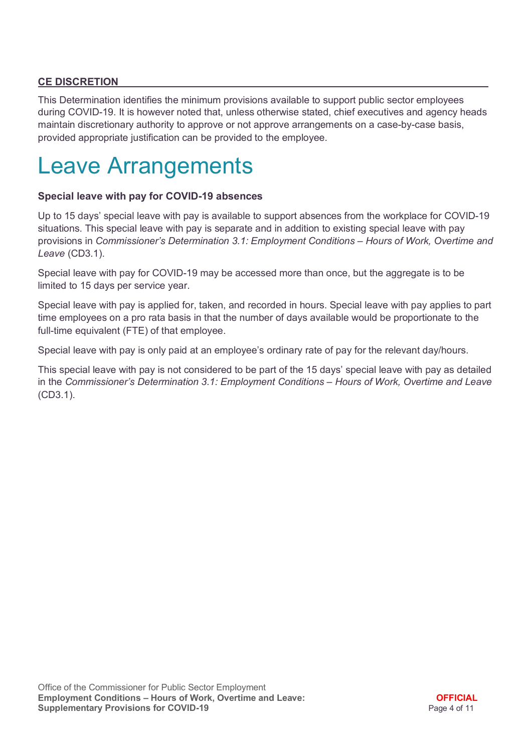## CE DISCRETION

This Determination identifies the minimum provisions available to support public sector employees during COVID-19. It is however noted that, unless otherwise stated, chief executives and agency heads maintain discretionary authority to approve or not approve arrangements on a case-by-case basis, provided appropriate justification can be provided to the employee.

# Leave Arrangements

**Special leave with pay for COVID-19 absences**

Up to 15 days' special leave with pay is available to support absences from the workplace for COVID-19 situations. This special leave with pay is separate and in addition to existing special leave with pay provisions in *Commissioner's Determination 3.1: Employment Conditions – Hours of Work, Overtime and Leave* (CD3.1).

Special leave with pay for COVID-19 may be accessed more than once, but the aggregate is to be limited to 15 days per service year.

Special leave with pay is applied for, taken, and recorded in hours. Special leave with pay applies to part time employees on a pro rata basis in that the number of days available would be proportionate to the full-time equivalent (FTE) of that employee.

Special leave with pay is only paid at an employee's ordinary rate of pay for the relevant day/hours.

This special leave with pay is not considered to be part of the 15 days' special leave with pay as detailed in the *Commissioner's Determination 3.1: Employment Conditions – Hours of Work, Overtime and Leave* (CD3.1).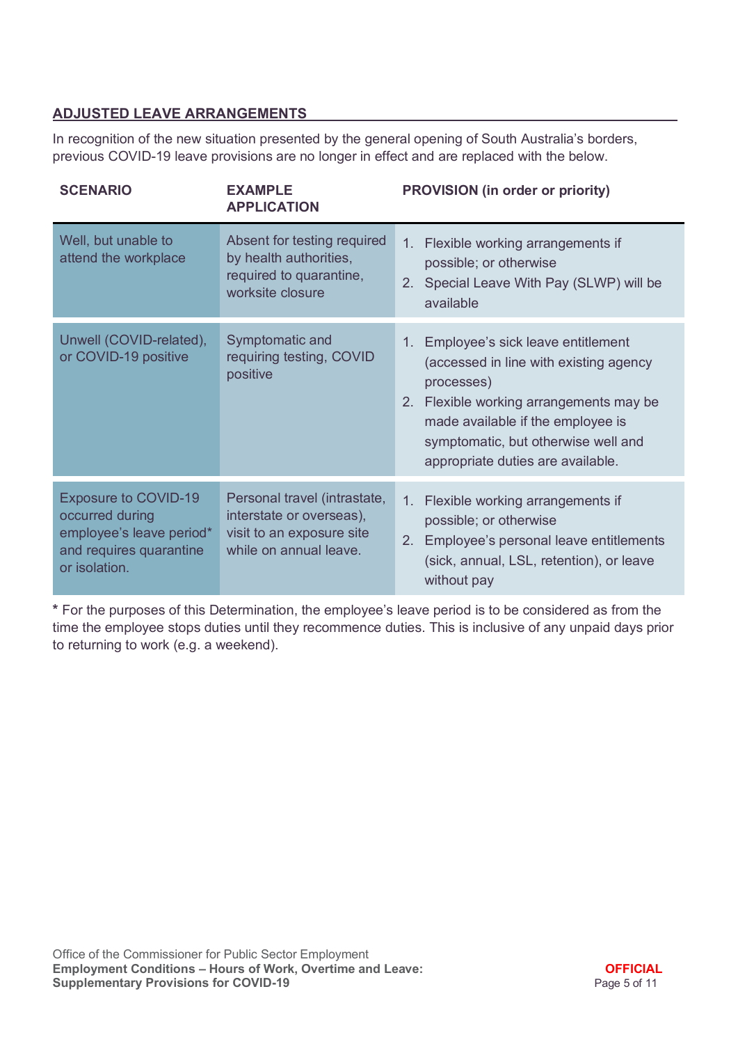## ADJUSTED LEAVE ARRANGEMENTS

In recognition of the new situation presented by the general opening of South Australia's borders, previous COVID-19 leave provisions are no longer in effect and are replaced with the below.

| SCENARIO | EXAMPLE APPLICATION | PROVISION (in order or priority) |
|---|---|---|
| Well, but unable to attend the workplace | Absent for testing required by health authorities, required to quarantine, worksite closure | 1. Flexible working arrangements if possible; or otherwise<br>2. Special Leave With Pay (SLWP) will be available |
| Unwell (COVID-related), or COVID-19 positive | Symptomatic and requiring testing, COVID positive | 1. Employee's sick leave entitlement (accessed in line with existing agency processes)<br>2. Flexible working arrangements may be made available if the employee is symptomatic, but otherwise well and appropriate duties are available. |
| Exposure to COVID-19 occurred during employee's leave period* and requires quarantine or isolation. | Personal travel (intrastate, interstate or overseas), visit to an exposure site while on annual leave. | 1. Flexible working arrangements if possible; or otherwise<br>2. Employee's personal leave entitlements (sick, annual, LSL, retention), or leave without pay |

**\*** For the purposes of this Determination, the employee's leave period is to be considered as from the time the employee stops duties until they recommence duties. This is inclusive of any unpaid days prior to returning to work (e.g. a weekend).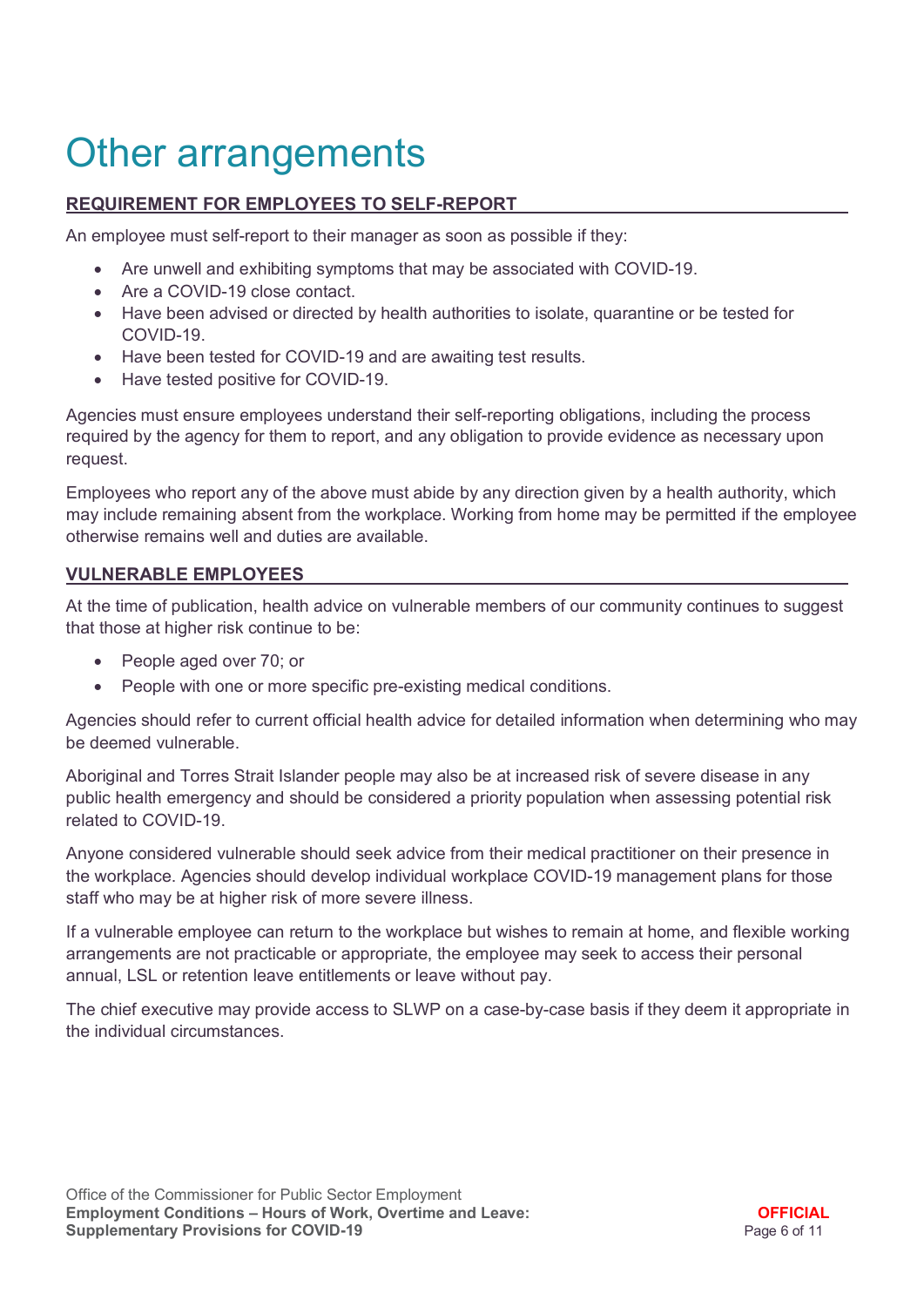# Other arrangements

## REQUIREMENT FOR EMPLOYEES TO SELF-REPORT

An employee must self-report to their manager as soon as possible if they:

- Are unwell and exhibiting symptoms that may be associated with COVID-19.
- Are a COVID-19 close contact.
- Have been advised or directed by health authorities to isolate, quarantine or be tested for COVID-19.
- Have been tested for COVID-19 and are awaiting test results.
- Have tested positive for COVID-19.

Agencies must ensure employees understand their self-reporting obligations, including the process required by the agency for them to report, and any obligation to provide evidence as necessary upon request.

Employees who report any of the above must abide by any direction given by a health authority, which may include remaining absent from the workplace. Working from home may be permitted if the employee otherwise remains well and duties are available.

## VULNERABLE EMPLOYEES

At the time of publication, health advice on vulnerable members of our community continues to suggest that those at higher risk continue to be:

- People aged over 70; or
- People with one or more specific pre-existing medical conditions.

Agencies should refer to current official health advice for detailed information when determining who may be deemed vulnerable.

Aboriginal and Torres Strait Islander people may also be at increased risk of severe disease in any public health emergency and should be considered a priority population when assessing potential risk related to COVID-19.

Anyone considered vulnerable should seek advice from their medical practitioner on their presence in the workplace. Agencies should develop individual workplace COVID-19 management plans for those staff who may be at higher risk of more severe illness.

If a vulnerable employee can return to the workplace but wishes to remain at home, and flexible working arrangements are not practicable or appropriate, the employee may seek to access their personal annual, LSL or retention leave entitlements or leave without pay.

The chief executive may provide access to SLWP on a case-by-case basis if they deem it appropriate in the individual circumstances.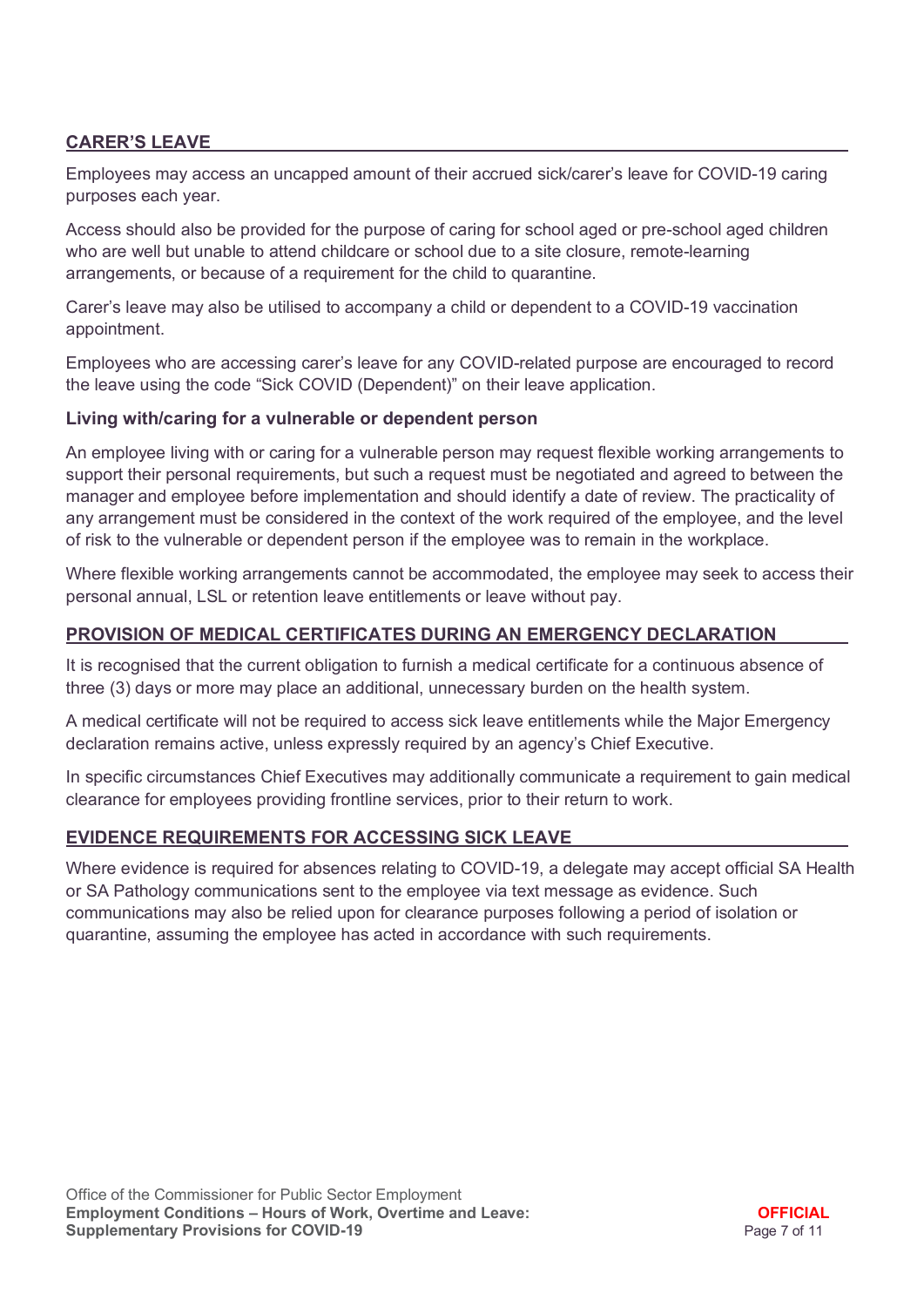## CARER'S LEAVE

Employees may access an uncapped amount of their accrued sick/carer's leave for COVID-19 caring purposes each year.

Access should also be provided for the purpose of caring for school aged or pre-school aged children who are well but unable to attend childcare or school due to a site closure, remote-learning arrangements, or because of a requirement for the child to quarantine.

Carer's leave may also be utilised to accompany a child or dependent to a COVID-19 vaccination appointment.

Employees who are accessing carer's leave for any COVID-related purpose are encouraged to record the leave using the code "Sick COVID (Dependent)" on their leave application.

### Living with/caring for a vulnerable or dependent person

An employee living with or caring for a vulnerable person may request flexible working arrangements to support their personal requirements, but such a request must be negotiated and agreed to between the manager and employee before implementation and should identify a date of review. The practicality of any arrangement must be considered in the context of the work required of the employee, and the level of risk to the vulnerable or dependent person if the employee was to remain in the workplace.

Where flexible working arrangements cannot be accommodated, the employee may seek to access their personal annual, LSL or retention leave entitlements or leave without pay.

## PROVISION OF MEDICAL CERTIFICATES DURING AN EMERGENCY DECLARATION

It is recognised that the current obligation to furnish a medical certificate for a continuous absence of three (3) days or more may place an additional, unnecessary burden on the health system.

A medical certificate will not be required to access sick leave entitlements while the Major Emergency declaration remains active, unless expressly required by an agency's Chief Executive.

In specific circumstances Chief Executives may additionally communicate a requirement to gain medical clearance for employees providing frontline services, prior to their return to work.

## EVIDENCE REQUIREMENTS FOR ACCESSING SICK LEAVE

Where evidence is required for absences relating to COVID-19, a delegate may accept official SA Health or SA Pathology communications sent to the employee via text message as evidence. Such communications may also be relied upon for clearance purposes following a period of isolation or quarantine, assuming the employee has acted in accordance with such requirements.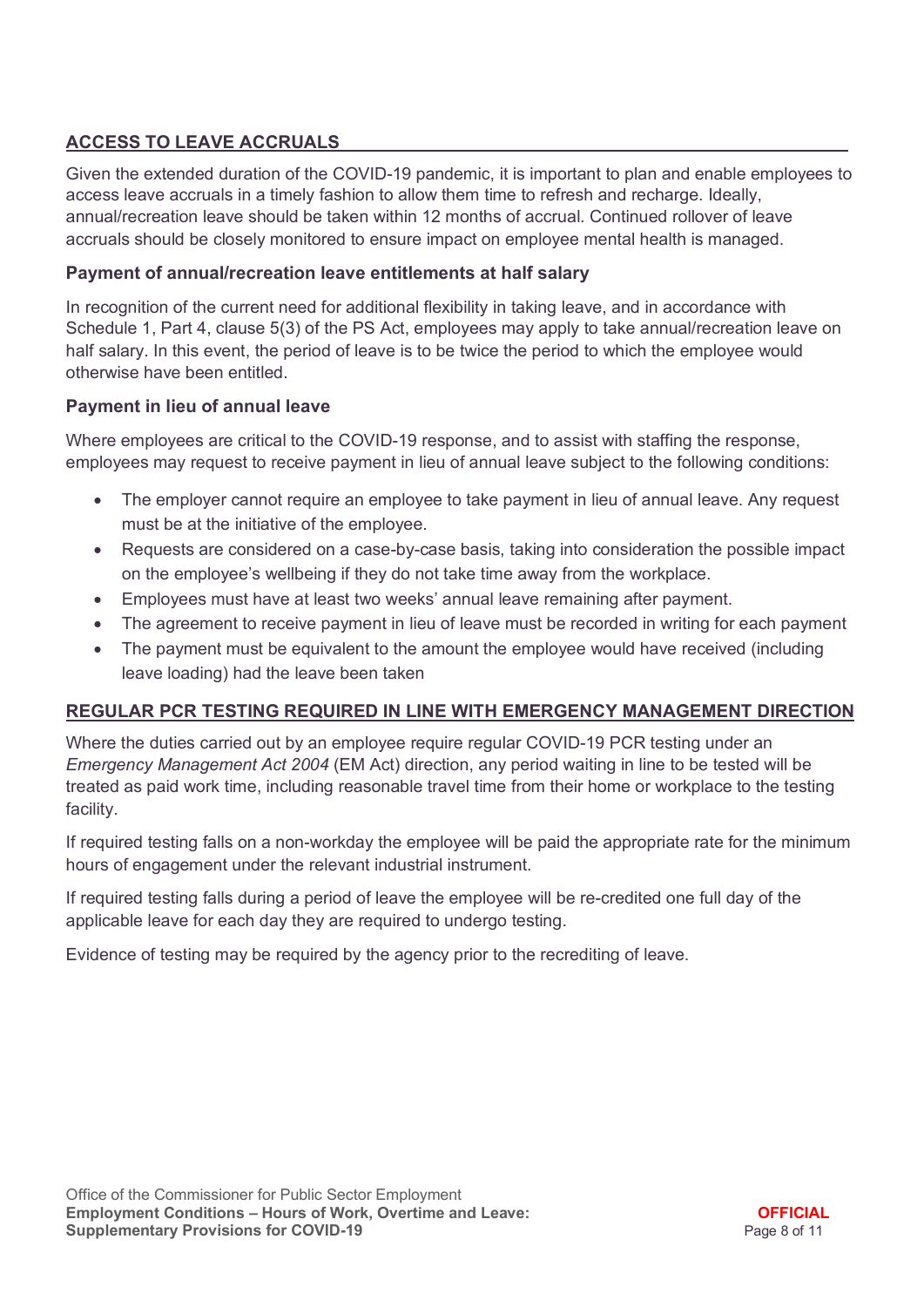## ACCESS TO LEAVE ACCRUALS

Given the extended duration of the COVID-19 pandemic, it is important to plan and enable employees to access leave accruals in a timely fashion to allow them time to refresh and recharge. Ideally, annual/recreation leave should be taken within 12 months of accrual. Continued rollover of leave accruals should be closely monitored to ensure impact on employee mental health is managed.

### Payment of annual/recreation leave entitlements at half salary

In recognition of the current need for additional flexibility in taking leave, and in accordance with Schedule 1, Part 4, clause 5(3) of the PS Act, employees may apply to take annual/recreation leave on half salary. In this event, the period of leave is to be twice the period to which the employee would otherwise have been entitled.

### Payment in lieu of annual leave

Where employees are critical to the COVID-19 response, and to assist with staffing the response, employees may request to receive payment in lieu of annual leave subject to the following conditions:

- The employer cannot require an employee to take payment in lieu of annual leave. Any request must be at the initiative of the employee.
- Requests are considered on a case-by-case basis, taking into consideration the possible impact on the employee's wellbeing if they do not take time away from the workplace.
- Employees must have at least two weeks' annual leave remaining after payment.
- The agreement to receive payment in lieu of leave must be recorded in writing for each payment
- The payment must be equivalent to the amount the employee would have received (including leave loading) had the leave been taken

## REGULAR PCR TESTING REQUIRED IN LINE WITH EMERGENCY MANAGEMENT DIRECTION

Where the duties carried out by an employee require regular COVID-19 PCR testing under an *Emergency Management Act 2004* (EM Act) direction, any period waiting in line to be tested will be treated as paid work time, including reasonable travel time from their home or workplace to the testing facility.

If required testing falls on a non-workday the employee will be paid the appropriate rate for the minimum hours of engagement under the relevant industrial instrument.

If required testing falls during a period of leave the employee will be re-credited one full day of the applicable leave for each day they are required to undergo testing.

Evidence of testing may be required by the agency prior to the recrediting of leave.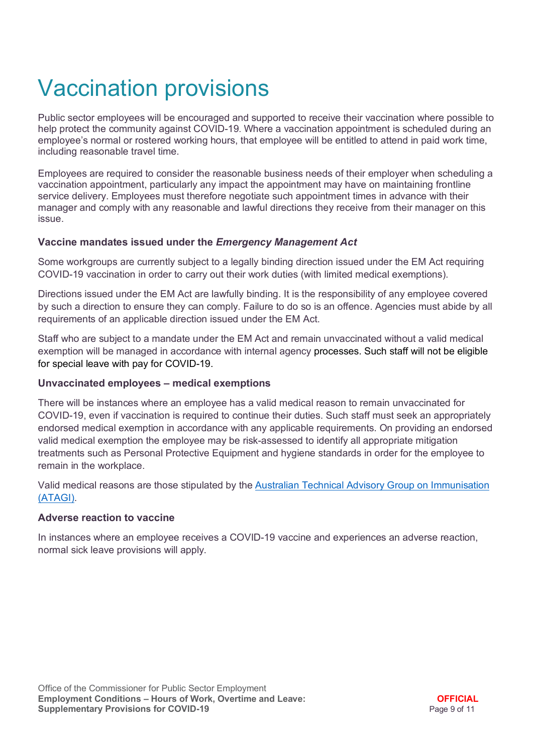# Vaccination provisions

Public sector employees will be encouraged and supported to receive their vaccination where possible to help protect the community against COVID-19. Where a vaccination appointment is scheduled during an employee's normal or rostered working hours, that employee will be entitled to attend in paid work time, including reasonable travel time.

Employees are required to consider the reasonable business needs of their employer when scheduling a vaccination appointment, particularly any impact the appointment may have on maintaining frontline service delivery. Employees must therefore negotiate such appointment times in advance with their manager and comply with any reasonable and lawful directions they receive from their manager on this issue.

### Vaccine mandates issued under the *Emergency Management Act*

Some workgroups are currently subject to a legally binding direction issued under the EM Act requiring COVID-19 vaccination in order to carry out their work duties (with limited medical exemptions).

Directions issued under the EM Act are lawfully binding. It is the responsibility of any employee covered by such a direction to ensure they can comply. Failure to do so is an offence. Agencies must abide by all requirements of an applicable direction issued under the EM Act.

Staff who are subject to a mandate under the EM Act and remain unvaccinated without a valid medical exemption will be managed in accordance with internal agency processes. Such staff will not be eligible for special leave with pay for COVID-19.

### Unvaccinated employees – medical exemptions

There will be instances where an employee has a valid medical reason to remain unvaccinated for COVID-19, even if vaccination is required to continue their duties. Such staff must seek an appropriately endorsed medical exemption in accordance with any applicable requirements. On providing an endorsed valid medical exemption the employee may be risk-assessed to identify all appropriate mitigation treatments such as Personal Protective Equipment and hygiene standards in order for the employee to remain in the workplace.

Valid medical reasons are those stipulated by the Australian Technical Advisory Group on Immunisation (ATAGI).

### Adverse reaction to vaccine

In instances where an employee receives a COVID-19 vaccine and experiences an adverse reaction, normal sick leave provisions will apply.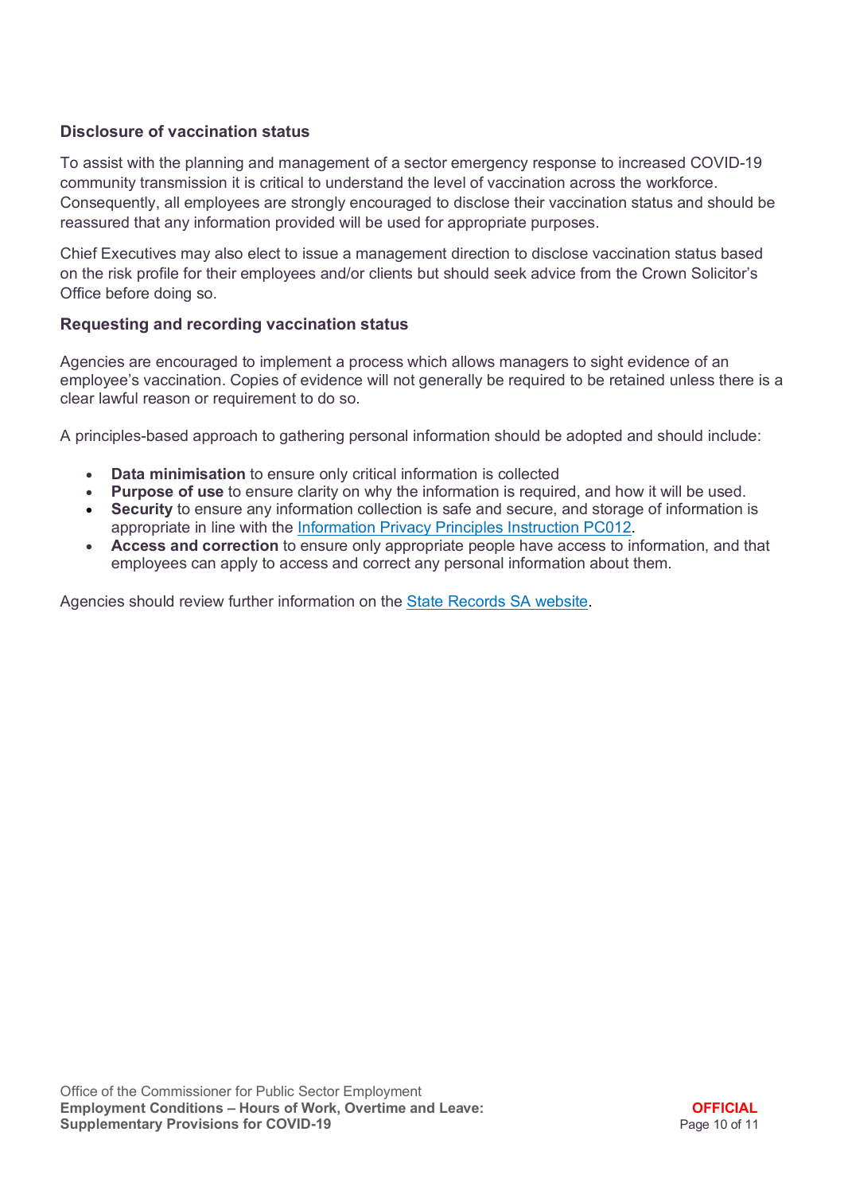### Disclosure of vaccination status

To assist with the planning and management of a sector emergency response to increased COVID-19 community transmission it is critical to understand the level of vaccination across the workforce. Consequently, all employees are strongly encouraged to disclose their vaccination status and should be reassured that any information provided will be used for appropriate purposes.

Chief Executives may also elect to issue a management direction to disclose vaccination status based on the risk profile for their employees and/or clients but should seek advice from the Crown Solicitor's Office before doing so.

### Requesting and recording vaccination status

Agencies are encouraged to implement a process which allows managers to sight evidence of an employee's vaccination. Copies of evidence will not generally be required to be retained unless there is a clear lawful reason or requirement to do so.

A principles-based approach to gathering personal information should be adopted and should include:

- **Data minimisation** to ensure only critical information is collected
- **Purpose of use** to ensure clarity on why the information is required, and how it will be used.
- **Security** to ensure any information collection is safe and secure, and storage of information is appropriate in line with the Information Privacy Principles Instruction PC012.
- **Access and correction** to ensure only appropriate people have access to information, and that employees can apply to access and correct any personal information about them.

Agencies should review further information on the State Records SA website.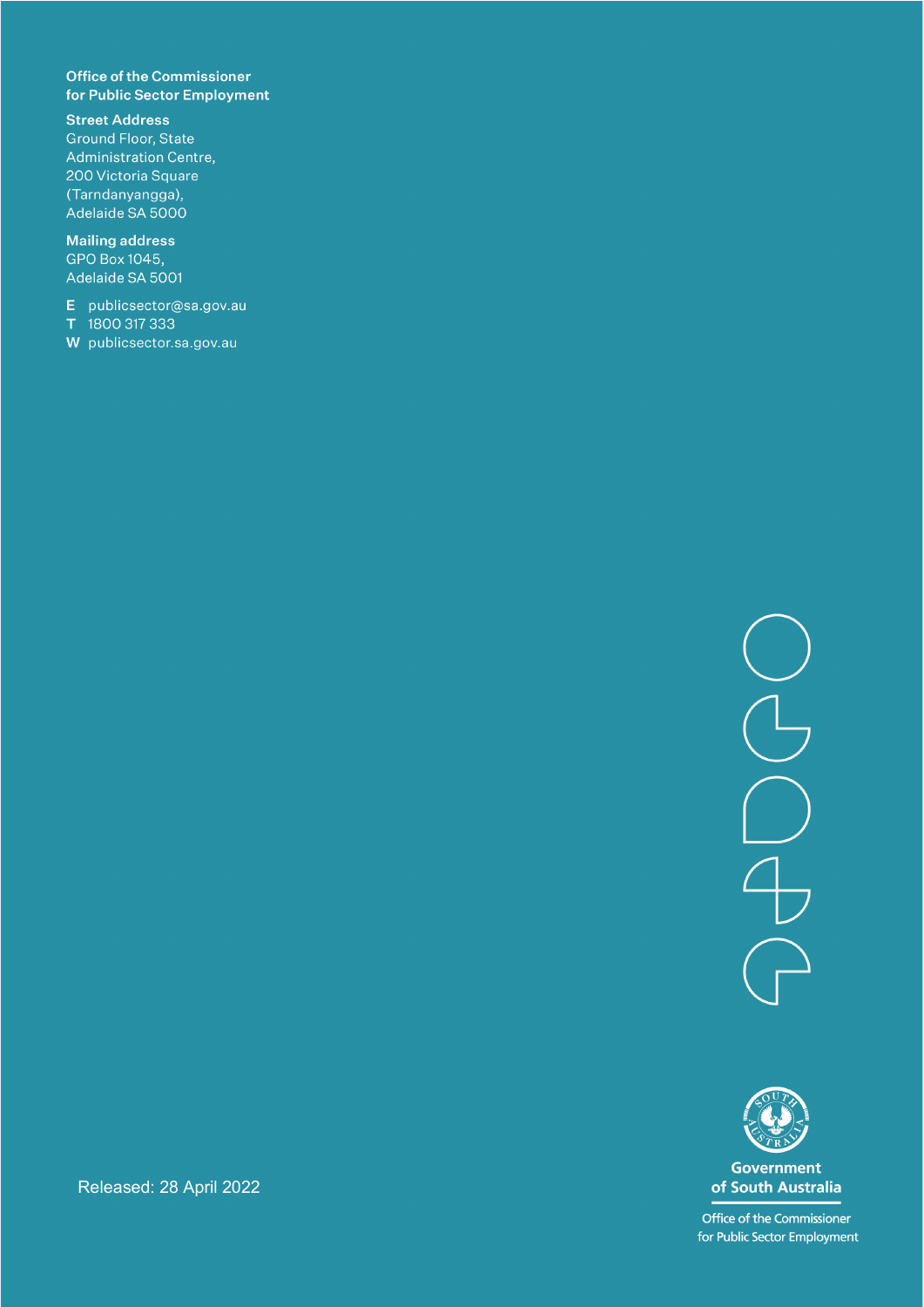**Office of the Commissioner for Public Sector Employment**

**Street Address**
Ground Floor, State Administration Centre,
200 Victoria Square (Tarndanyangga),
Adelaide SA 5000

**Mailing address**
GPO Box 1045,
Adelaide SA 5001

**E** publicsector@sa.gov.au
**T** 1800 317 333
**W** publicsector.sa.gov.au

Released: 28 April 2022

**Government of South Australia**

Office of the Commissioner for Public Sector Employment